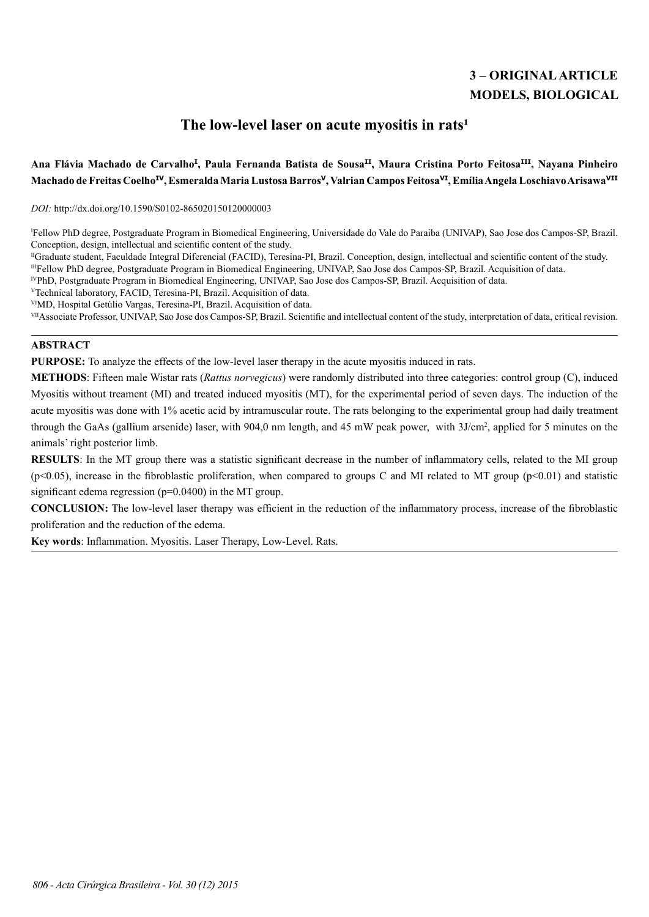**3 – ORIGINAL ARTICLE**
**MODELS, BIOLOGICAL**

# The low-level laser on acute myositis in rats[1]

**Ana Flávia Machado de Carvalho[I], Paula Fernanda Batista de Sousa[II], Maura Cristina Porto Feitosa[III], Nayana Pinheiro Machado de Freitas Coelho[IV], Esmeralda Maria Lustosa Barros[V], Valrian Campos Feitosa[VI], Emília Angela Loschiavo Arisawa[VII]**

*DOI:* http://dx.doi.org/10.1590/S0102-865020150120000003

[I]Fellow PhD degree, Postgraduate Program in Biomedical Engineering, Universidade do Vale do Paraiba (UNIVAP), Sao Jose dos Campos-SP, Brazil. Conception, design, intellectual and scientific content of the study.

[II]Graduate student, Faculdade Integral Diferencial (FACID), Teresina-PI, Brazil. Conception, design, intellectual and scientific content of the study.

[III]Fellow PhD degree, Postgraduate Program in Biomedical Engineering, UNIVAP, Sao Jose dos Campos-SP, Brazil. Acquisition of data.

[IV]PhD, Postgraduate Program in Biomedical Engineering, UNIVAP, Sao Jose dos Campos-SP, Brazil. Acquisition of data.

[V]Technical laboratory, FACID, Teresina-PI, Brazil. Acquisition of data.

[VI]MD, Hospital Getúlio Vargas, Teresina-PI, Brazil. Acquisition of data.

[VII]Associate Professor, UNIVAP, Sao Jose dos Campos-SP, Brazil. Scientific and intellectual content of the study, interpretation of data, critical revision.

## ABSTRACT

**PURPOSE:** To analyze the effects of the low-level laser therapy in the acute myositis induced in rats.

**METHODS**: Fifteen male Wistar rats (*Rattus norvegicus*) were randomly distributed into three categories: control group (C), induced Myositis without treament (MI) and treated induced myositis (MT), for the experimental period of seven days. The induction of the acute myositis was done with 1% acetic acid by intramuscular route. The rats belonging to the experimental group had daily treatment through the GaAs (gallium arsenide) laser, with 904,0 nm length, and 45 mW peak power, with 3J/cm$^2$, applied for 5 minutes on the animals' right posterior limb.

**RESULTS**: In the MT group there was a statistic significant decrease in the number of inflammatory cells, related to the MI group ($p<0.05$), increase in the fibroblastic proliferation, when compared to groups C and MI related to MT group ($p<0.01$) and statistic significant edema regression ($p=0.0400$) in the MT group.

**CONCLUSION:** The low-level laser therapy was efficient in the reduction of the inflammatory process, increase of the fibroblastic proliferation and the reduction of the edema.

**Key words**: Inflammation. Myositis. Laser Therapy, Low-Level. Rats.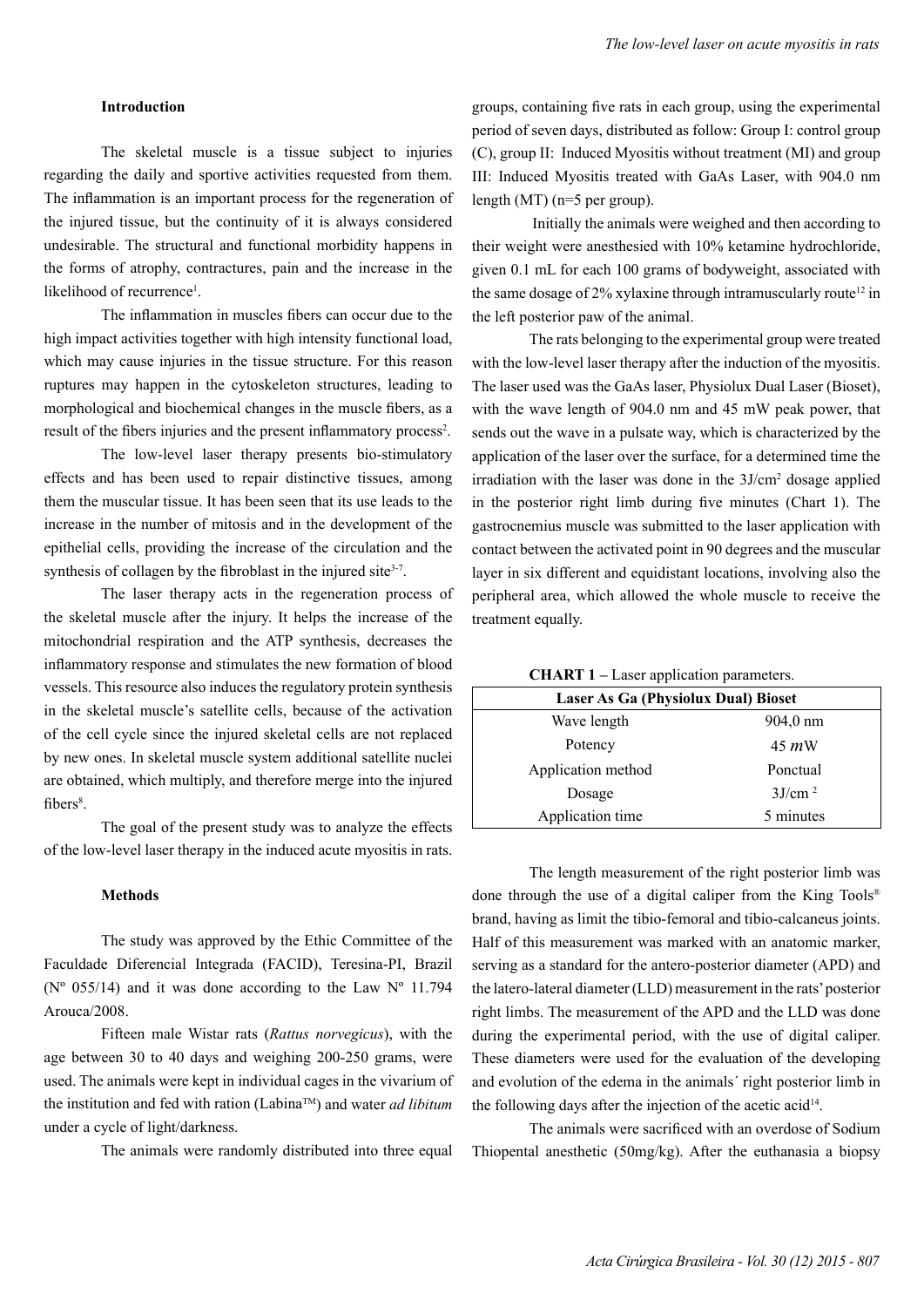## Introduction

The skeletal muscle is a tissue subject to injuries regarding the daily and sportive activities requested from them. The inflammation is an important process for the regeneration of the injured tissue, but the continuity of it is always considered undesirable. The structural and functional morbidity happens in the forms of atrophy, contractures, pain and the increase in the likelihood of recurrence[1].

The inflammation in muscles fibers can occur due to the high impact activities together with high intensity functional load, which may cause injuries in the tissue structure. For this reason ruptures may happen in the cytoskeleton structures, leading to morphological and biochemical changes in the muscle fibers, as a result of the fibers injuries and the present inflammatory process[2].

The low-level laser therapy presents bio-stimulatory effects and has been used to repair distinctive tissues, among them the muscular tissue. It has been seen that its use leads to the increase in the number of mitosis and in the development of the epithelial cells, providing the increase of the circulation and the synthesis of collagen by the fibroblast in the injured site[3-7].

The laser therapy acts in the regeneration process of the skeletal muscle after the injury. It helps the increase of the mitochondrial respiration and the ATP synthesis, decreases the inflammatory response and stimulates the new formation of blood vessels. This resource also induces the regulatory protein synthesis in the skeletal muscle's satellite cells, because of the activation of the cell cycle since the injured skeletal cells are not replaced by new ones. In skeletal muscle system additional satellite nuclei are obtained, which multiply, and therefore merge into the injured fibers[8].

The goal of the present study was to analyze the effects of the low-level laser therapy in the induced acute myositis in rats.

## Methods

The study was approved by the Ethic Committee of the Faculdade Diferencial Integrada (FACID), Teresina-PI, Brazil (Nº 055/14) and it was done according to the Law Nº 11.794 Arouca/2008.

Fifteen male Wistar rats (*Rattus norvegicus*), with the age between 30 to 40 days and weighing 200-250 grams, were used. The animals were kept in individual cages in the vivarium of the institution and fed with ration (Labina™) and water *ad libitum* under a cycle of light/darkness.

The animals were randomly distributed into three equal groups, containing five rats in each group, using the experimental period of seven days, distributed as follow: Group I: control group (C), group II: Induced Myositis without treatment (MI) and group III: Induced Myositis treated with GaAs Laser, with 904.0 nm length (MT) (n=5 per group).

Initially the animals were weighed and then according to their weight were anesthesied with 10% ketamine hydrochloride, given 0.1 mL for each 100 grams of bodyweight, associated with the same dosage of 2% xylaxine through intramuscularly route[12] in the left posterior paw of the animal.

The rats belonging to the experimental group were treated with the low-level laser therapy after the induction of the myositis. The laser used was the GaAs laser, Physiolux Dual Laser (Bioset), with the wave length of 904.0 nm and 45 mW peak power, that sends out the wave in a pulsate way, which is characterized by the application of the laser over the surface, for a determined time the irradiation with the laser was done in the 3J/cm² dosage applied in the posterior right limb during five minutes (Chart 1). The gastrocnemius muscle was submitted to the laser application with contact between the activated point in 90 degrees and the muscular layer in six different and equidistant locations, involving also the peripheral area, which allowed the whole muscle to receive the treatment equally.

**CHART 1 –** Laser application parameters.

| Laser As Ga (Physiolux Dual) Bioset | |
|---|---|
| Wave length | 904,0 nm |
| Potency | 45 *m*W |
| Application method | Ponctual |
| Dosage | 3J/cm ² |
| Application time | 5 minutes |

The length measurement of the right posterior limb was done through the use of a digital caliper from the King Tools® brand, having as limit the tibio-femoral and tibio-calcaneus joints. Half of this measurement was marked with an anatomic marker, serving as a standard for the antero-posterior diameter (APD) and the latero-lateral diameter (LLD) measurement in the rats' posterior right limbs. The measurement of the APD and the LLD was done during the experimental period, with the use of digital caliper. These diameters were used for the evaluation of the developing and evolution of the edema in the animals´ right posterior limb in the following days after the injection of the acetic acid[14].

The animals were sacrificed with an overdose of Sodium Thiopental anesthetic (50mg/kg). After the euthanasia a biopsy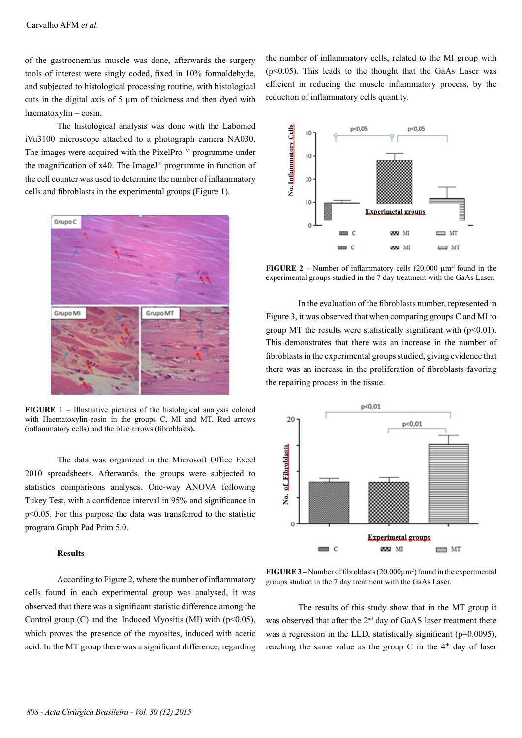of the gastrocnemius muscle was done, afterwards the surgery tools of interest were singly coded, fixed in 10% formaldehyde, and subjected to histological processing routine, with histological cuts in the digital axis of 5 µm of thickness and then dyed with haematoxylin – eosin.

The histological analysis was done with the Labomed iVu3100 microscope attached to a photograph camera NA030. The images were acquired with the PixelPro™ programme under the magnification of x40. The ImageJ® programme in function of the cell counter was used to determine the number of inflammatory cells and fibroblasts in the experimental groups (Figure 1).

**FIGURE 1** – Illustrative pictures of the histological analysis colored with Haematoxylin-eosin in the groups C, MI and MT. Red arrows (inflammatory cells) and the blue arrows (fibroblasts).

The data was organized in the Microsoft Office Excel 2010 spreadsheets. Afterwards, the groups were subjected to statistics comparisons analyses, One-way ANOVA following Tukey Test, with a confidence interval in 95% and significance in p<0.05. For this purpose the data was transferred to the statistic program Graph Pad Prim 5.0.

### Results

According to Figure 2, where the number of inflammatory cells found in each experimental group was analysed, it was observed that there was a significant statistic difference among the Control group (C) and the Induced Myositis (MI) with (p<0.05), which proves the presence of the myosites, induced with acetic acid. In the MT group there was a significant difference, regarding the number of inflammatory cells, related to the MI group with (p<0.05). This leads to the thought that the GaAs Laser was efficient in reducing the muscle inflammatory process, by the reduction of inflammatory cells quantity.

**FIGURE 2** – Number of inflammatory cells (20.000 µm$^2$) found in the experimental groups studied in the 7 day treatment with the GaAs Laser.

In the evaluation of the fibroblasts number, represented in Figure 3, it was observed that when comparing groups C and MI to group MT the results were statistically significant with (p<0.01). This demonstrates that there was an increase in the number of fibroblasts in the experimental groups studied, giving evidence that there was an increase in the proliferation of fibroblasts favoring the repairing process in the tissue.

**FIGURE 3** – Number of fibroblasts (20.000µm$^2$) found in the experimental groups studied in the 7 day treatment with the GaAs Laser.

The results of this study show that in the MT group it was observed that after the 2nd day of GaAS laser treatment there was a regression in the LLD, statistically significant (p=0.0095), reaching the same value as the group C in the 4th day of laser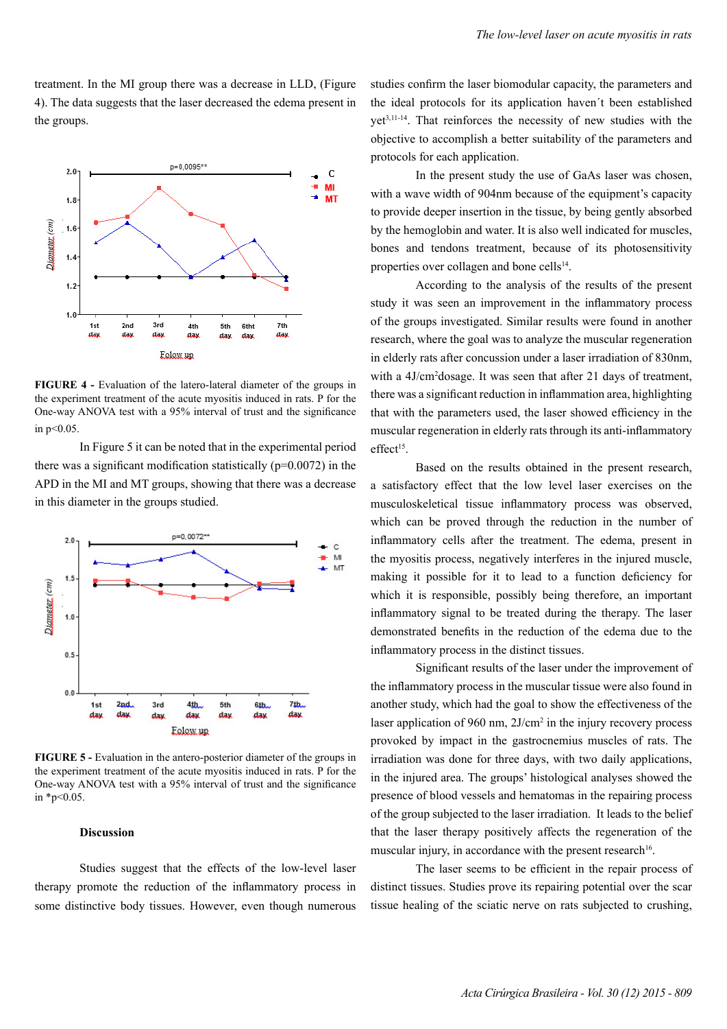treatment. In the MI group there was a decrease in LLD, (Figure 4). The data suggests that the laser decreased the edema present in the groups.

**FIGURE 4 -** Evaluation of the latero-lateral diameter of the groups in the experiment treatment of the acute myositis induced in rats. P for the One-way ANOVA test with a 95% interval of trust and the significance in p<0.05.

In Figure 5 it can be noted that in the experimental period there was a significant modification statistically (p=0.0072) in the APD in the MI and MT groups, showing that there was a decrease in this diameter in the groups studied.

**FIGURE 5 -** Evaluation in the antero-posterior diameter of the groups in the experiment treatment of the acute myositis induced in rats. P for the One-way ANOVA test with a 95% interval of trust and the significance in *p<0.05.

## Discussion

Studies suggest that the effects of the low-level laser therapy promote the reduction of the inflammatory process in some distinctive body tissues. However, even though numerous studies confirm the laser biomodular capacity, the parameters and the ideal protocols for its application haven´t been established yet[3,11-14]. That reinforces the necessity of new studies with the objective to accomplish a better suitability of the parameters and protocols for each application.

In the present study the use of GaAs laser was chosen, with a wave width of 904nm because of the equipment's capacity to provide deeper insertion in the tissue, by being gently absorbed by the hemoglobin and water. It is also well indicated for muscles, bones and tendons treatment, because of its photosensitivity properties over collagen and bone cells[14].

According to the analysis of the results of the present study it was seen an improvement in the inflammatory process of the groups investigated. Similar results were found in another research, where the goal was to analyze the muscular regeneration in elderly rats after concussion under a laser irradiation of 830nm, with a 4J/cm$^2$dosage. It was seen that after 21 days of treatment, there was a significant reduction in inflammation area, highlighting that with the parameters used, the laser showed efficiency in the muscular regeneration in elderly rats through its anti-inflammatory effect[15].

Based on the results obtained in the present research, a satisfactory effect that the low level laser exercises on the musculoskeletical tissue inflammatory process was observed, which can be proved through the reduction in the number of inflammatory cells after the treatment. The edema, present in the myositis process, negatively interferes in the injured muscle, making it possible for it to lead to a function deficiency for which it is responsible, possibly being therefore, an important inflammatory signal to be treated during the therapy. The laser demonstrated benefits in the reduction of the edema due to the inflammatory process in the distinct tissues.

Significant results of the laser under the improvement of the inflammatory process in the muscular tissue were also found in another study, which had the goal to show the effectiveness of the laser application of 960 nm, 2J/cm$^2$ in the injury recovery process provoked by impact in the gastrocnemius muscles of rats. The irradiation was done for three days, with two daily applications, in the injured area. The groups' histological analyses showed the presence of blood vessels and hematomas in the repairing process of the group subjected to the laser irradiation. It leads to the belief that the laser therapy positively affects the regeneration of the muscular injury, in accordance with the present research[16].

The laser seems to be efficient in the repair process of distinct tissues. Studies prove its repairing potential over the scar tissue healing of the sciatic nerve on rats subjected to crushing,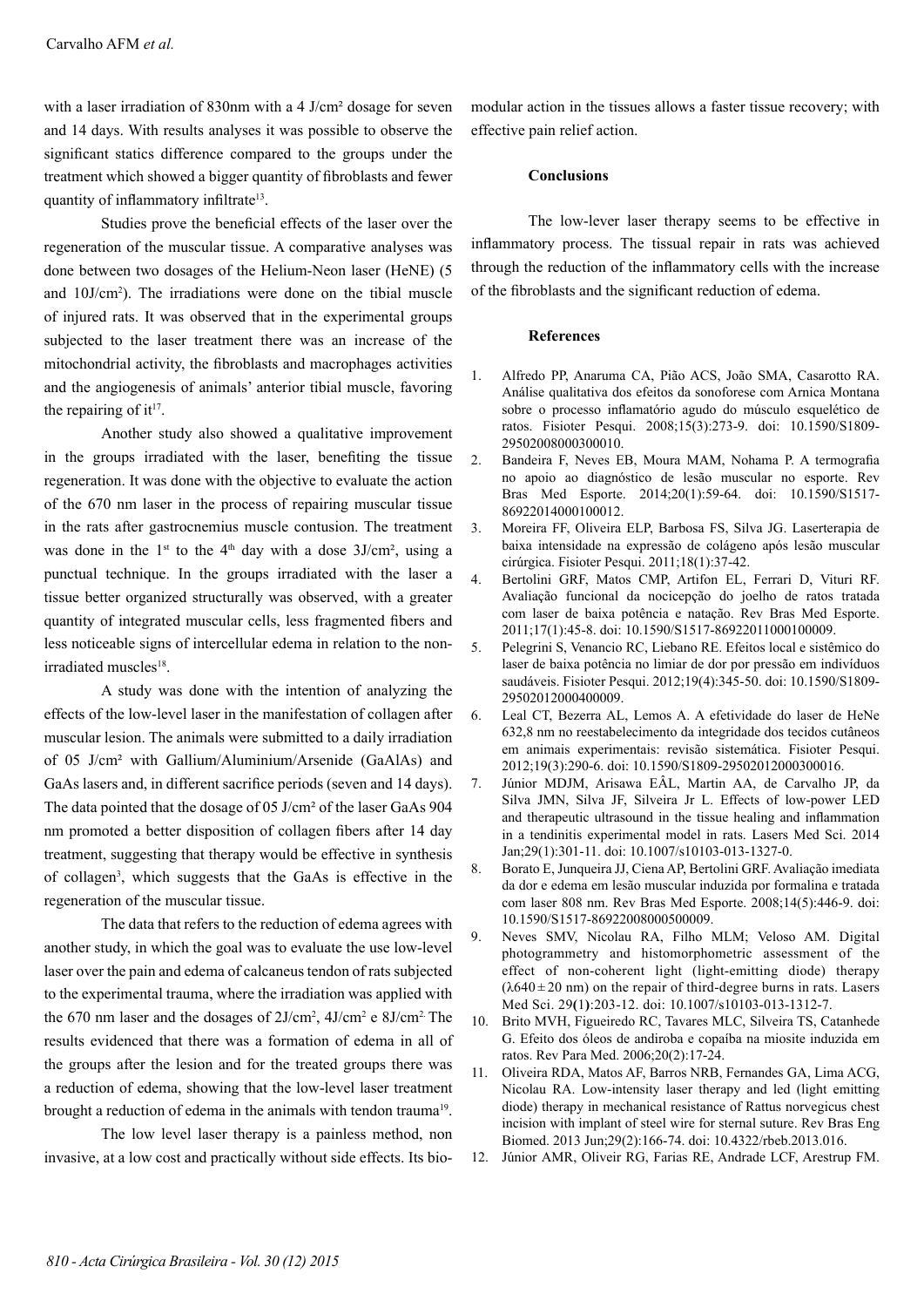with a laser irradiation of 830nm with a 4 J/cm² dosage for seven and 14 days. With results analyses it was possible to observe the significant statics difference compared to the groups under the treatment which showed a bigger quantity of fibroblasts and fewer quantity of inflammatory infiltrate[13].

Studies prove the beneficial effects of the laser over the regeneration of the muscular tissue. A comparative analyses was done between two dosages of the Helium-Neon laser (HeNE) (5 and 10J/cm²). The irradiations were done on the tibial muscle of injured rats. It was observed that in the experimental groups subjected to the laser treatment there was an increase of the mitochondrial activity, the fibroblasts and macrophages activities and the angiogenesis of animals' anterior tibial muscle, favoring the repairing of it[17].

Another study also showed a qualitative improvement in the groups irradiated with the laser, benefiting the tissue regeneration. It was done with the objective to evaluate the action of the 670 nm laser in the process of repairing muscular tissue in the rats after gastrocnemius muscle contusion. The treatment was done in the 1st to the 4th day with a dose 3J/cm², using a punctual technique. In the groups irradiated with the laser a tissue better organized structurally was observed, with a greater quantity of integrated muscular cells, less fragmented fibers and less noticeable signs of intercellular edema in relation to the non-irradiated muscles[18].

A study was done with the intention of analyzing the effects of the low-level laser in the manifestation of collagen after muscular lesion. The animals were submitted to a daily irradiation of 05 J/cm² with Gallium/Aluminium/Arsenide (GaAlAs) and GaAs lasers and, in different sacrifice periods (seven and 14 days). The data pointed that the dosage of 05 J/cm² of the laser GaAs 904 nm promoted a better disposition of collagen fibers after 14 day treatment, suggesting that therapy would be effective in synthesis of collagen[3], which suggests that the GaAs is effective in the regeneration of the muscular tissue.

The data that refers to the reduction of edema agrees with another study, in which the goal was to evaluate the use low-level laser over the pain and edema of calcaneus tendon of rats subjected to the experimental trauma, where the irradiation was applied with the 670 nm laser and the dosages of 2J/cm², 4J/cm² e 8J/cm². The results evidenced that there was a formation of edema in all of the groups after the lesion and for the treated groups there was a reduction of edema, showing that the low-level laser treatment brought a reduction of edema in the animals with tendon trauma[19].

The low level laser therapy is a painless method, non invasive, at a low cost and practically without side effects. Its bio-modular action in the tissues allows a faster tissue recovery; with effective pain relief action.

## Conclusions

The low-lever laser therapy seems to be effective in inflammatory process. The tissual repair in rats was achieved through the reduction of the inflammatory cells with the increase of the fibroblasts and the significant reduction of edema.

## References

1. Alfredo PP, Anaruma CA, Pião ACS, João SMA, Casarotto RA. Análise qualitativa dos efeitos da sonoforese com Arnica Montana sobre o processo inflamatório agudo do músculo esquelético de ratos. Fisioter Pesqui. 2008;15(3):273-9. doi: 10.1590/S1809-29502008000300010.
2. Bandeira F, Neves EB, Moura MAM, Nohama P. A termografia no apoio ao diagnóstico de lesão muscular no esporte. Rev Bras Med Esporte. 2014;20(1):59-64. doi: 10.1590/S1517-86922014000100012.
3. Moreira FF, Oliveira ELP, Barbosa FS, Silva JG. Laserterapia de baixa intensidade na expressão de colágeno após lesão muscular cirúrgica. Fisioter Pesqui. 2011;18(1):37-42.
4. Bertolini GRF, Matos CMP, Artifon EL, Ferrari D, Vituri RF. Avaliação funcional da nocicepção do joelho de ratos tratada com laser de baixa potência e natação. Rev Bras Med Esporte. 2011;17(1):45-8. doi: 10.1590/S1517-86922011000100009.
5. Pelegrini S, Venancio RC, Liebano RE. Efeitos local e sistêmico do laser de baixa potência no limiar de dor por pressão em indivíduos saudáveis. Fisioter Pesqui. 2012;19(4):345-50. doi: 10.1590/S1809-29502012000400009.
6. Leal CT, Bezerra AL, Lemos A. A efetividade do laser de HeNe 632,8 nm no reestabelecimento da integridade dos tecidos cutâneos em animais experimentais: revisão sistemática. Fisioter Pesqui. 2012;19(3):290-6. doi: 10.1590/S1809-29502012000300016.
7. Júnior MDJM, Arisawa EÂL, Martin AA, de Carvalho JP, da Silva JMN, Silva JF, Silveira Jr L. Effects of low-power LED and therapeutic ultrasound in the tissue healing and inflammation in a tendinitis experimental model in rats. Lasers Med Sci. 2014 Jan;29(1):301-11. doi: 10.1007/s10103-013-1327-0.
8. Borato E, Junqueira JJ, Ciena AP, Bertolini GRF. Avaliação imediata da dor e edema em lesão muscular induzida por formalina e tratada com laser 808 nm. Rev Bras Med Esporte. 2008;14(5):446-9. doi: 10.1590/S1517-86922008000500009.
9. Neves SMV, Nicolau RA, Filho MLM; Veloso AM. Digital photogrammetry and histomorphometric assessment of the effect of non-coherent light (light-emitting diode) therapy ($\lambda 640 \pm 20$ nm) on the repair of third-degree burns in rats. Lasers Med Sci. 29(1):203-12. doi: 10.1007/s10103-013-1312-7.
10. Brito MVH, Figueiredo RC, Tavares MLC, Silveira TS, Catanhede G. Efeito dos óleos de andiroba e copaíba na miosite induzida em ratos. Rev Para Med. 2006;20(2):17-24.
11. Oliveira RDA, Matos AF, Barros NRB, Fernandes GA, Lima ACG, Nicolau RA. Low-intensity laser therapy and led (light emitting diode) therapy in mechanical resistance of Rattus norvegicus chest incision with implant of steel wire for sternal suture. Rev Bras Eng Biomed. 2013 Jun;29(2):166-74. doi: 10.4322/rbeb.2013.016.
12. Júnior AMR, Oliveir RG, Farias RE, Andrade LCF, Arestrup FM.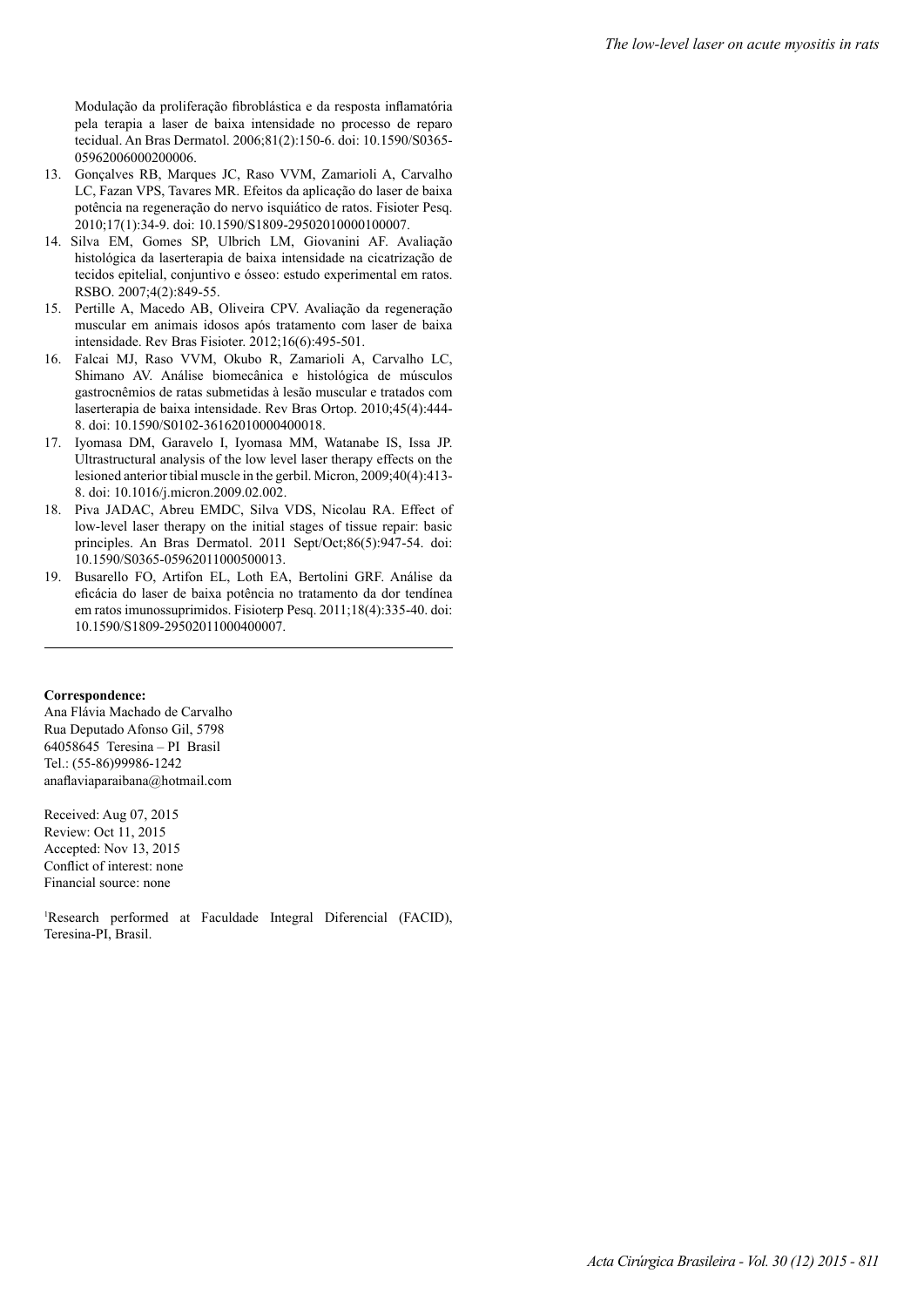Modulação da proliferação fibroblástica e da resposta inflamatória pela terapia a laser de baixa intensidade no processo de reparo tecidual. An Bras Dermatol. 2006;81(2):150-6. doi: 10.1590/S0365-05962006000200006.

13. Gonçalves RB, Marques JC, Raso VVM, Zamarioli A, Carvalho LC, Fazan VPS, Tavares MR. Efeitos da aplicação do laser de baixa potência na regeneração do nervo isquiático de ratos. Fisioter Pesq. 2010;17(1):34-9. doi: 10.1590/S1809-29502010000100007.
14. Silva EM, Gomes SP, Ulbrich LM, Giovanini AF. Avaliação histológica da laserterapia de baixa intensidade na cicatrização de tecidos epitelial, conjuntivo e ósseo: estudo experimental em ratos. RSBO. 2007;4(2):849-55.
15. Pertille A, Macedo AB, Oliveira CPV. Avaliação da regeneração muscular em animais idosos após tratamento com laser de baixa intensidade. Rev Bras Fisioter. 2012;16(6):495-501.
16. Falcai MJ, Raso VVM, Okubo R, Zamarioli A, Carvalho LC, Shimano AV. Análise biomecânica e histológica de músculos gastrocnêmios de ratas submetidas à lesão muscular e tratados com laserterapia de baixa intensidade. Rev Bras Ortop. 2010;45(4):444-8. doi: 10.1590/S0102-36162010000400018.
17. Iyomasa DM, Garavelo I, Iyomasa MM, Watanabe IS, Issa JP. Ultrastructural analysis of the low level laser therapy effects on the lesioned anterior tibial muscle in the gerbil. Micron, 2009;40(4):413-8. doi: 10.1016/j.micron.2009.02.002.
18. Piva JADAC, Abreu EMDC, Silva VDS, Nicolau RA. Effect of low-level laser therapy on the initial stages of tissue repair: basic principles. An Bras Dermatol. 2011 Sept/Oct;86(5):947-54. doi: 10.1590/S0365-05962011000500013.
19. Busarello FO, Artifon EL, Loth EA, Bertolini GRF. Análise da eficácia do laser de baixa potência no tratamento da dor tendínea em ratos imunossuprimidos. Fisioterp Pesq. 2011;18(4):335-40. doi: 10.1590/S1809-29502011000400007.

---

**Correspondence:**
Ana Flávia Machado de Carvalho
Rua Deputado Afonso Gil, 5798
64058645 Teresina – PI Brasil
Tel.: (55-86)99986-1242
anaflaviaparaibana@hotmail.com

Received: Aug 07, 2015
Review: Oct 11, 2015
Accepted: Nov 13, 2015
Conflict of interest: none
Financial source: none

[1]Research performed at Faculdade Integral Diferencial (FACID), Teresina-PI, Brasil.